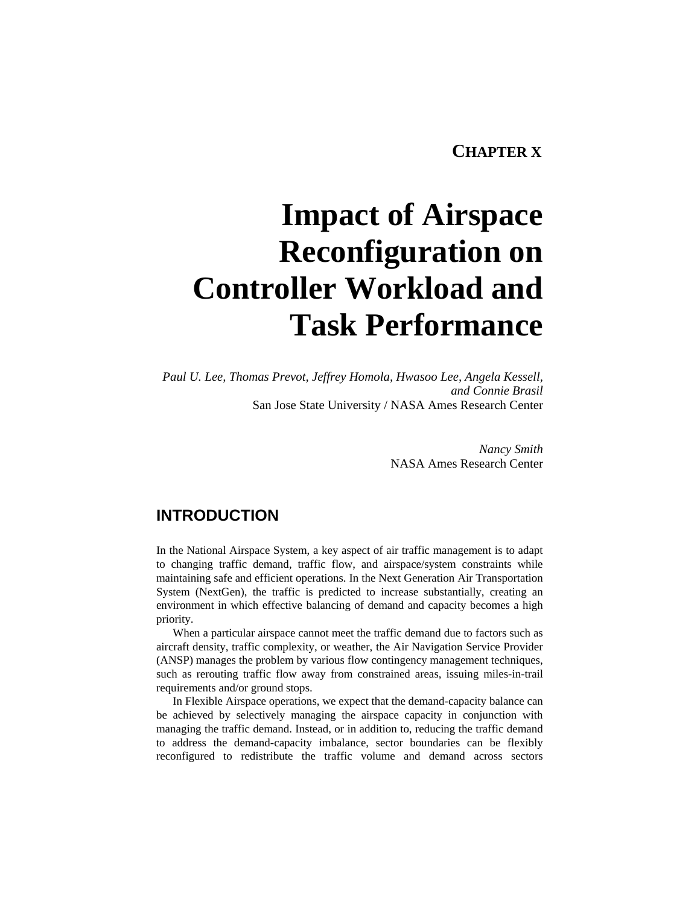**CHAPTER X**

# Impact of Airspace Reconfiguration on Controller Workload and Task Performance

*Paul U. Lee, Thomas Prevot, Jeffrey Homola, Hwasoo Lee, Angela Kessell, and Connie Brasil*
San Jose State University / NASA Ames Research Center

*Nancy Smith*
NASA Ames Research Center

## INTRODUCTION

In the National Airspace System, a key aspect of air traffic management is to adapt to changing traffic demand, traffic flow, and airspace/system constraints while maintaining safe and efficient operations. In the Next Generation Air Transportation System (NextGen), the traffic is predicted to increase substantially, creating an environment in which effective balancing of demand and capacity becomes a high priority.

When a particular airspace cannot meet the traffic demand due to factors such as aircraft density, traffic complexity, or weather, the Air Navigation Service Provider (ANSP) manages the problem by various flow contingency management techniques, such as rerouting traffic flow away from constrained areas, issuing miles-in-trail requirements and/or ground stops.

In Flexible Airspace operations, we expect that the demand-capacity balance can be achieved by selectively managing the airspace capacity in conjunction with managing the traffic demand. Instead, or in addition to, reducing the traffic demand to address the demand-capacity imbalance, sector boundaries can be flexibly reconfigured to redistribute the traffic volume and demand across sectors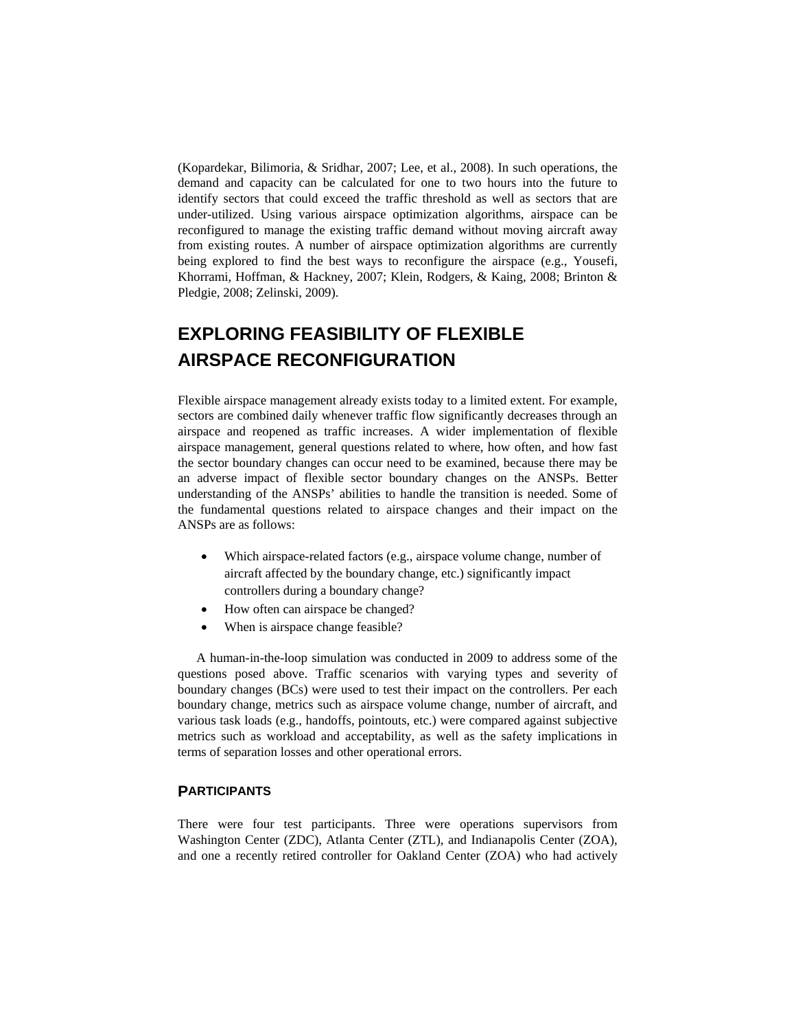(Kopardekar, Bilimoria, & Sridhar, 2007; Lee, et al., 2008). In such operations, the demand and capacity can be calculated for one to two hours into the future to identify sectors that could exceed the traffic threshold as well as sectors that are under-utilized. Using various airspace optimization algorithms, airspace can be reconfigured to manage the existing traffic demand without moving aircraft away from existing routes. A number of airspace optimization algorithms are currently being explored to find the best ways to reconfigure the airspace (e.g., Yousefi, Khorrami, Hoffman, & Hackney, 2007; Klein, Rodgers, & Kaing, 2008; Brinton & Pledgie, 2008; Zelinski, 2009).

## EXPLORING FEASIBILITY OF FLEXIBLE AIRSPACE RECONFIGURATION

Flexible airspace management already exists today to a limited extent. For example, sectors are combined daily whenever traffic flow significantly decreases through an airspace and reopened as traffic increases. A wider implementation of flexible airspace management, general questions related to where, how often, and how fast the sector boundary changes can occur need to be examined, because there may be an adverse impact of flexible sector boundary changes on the ANSPs. Better understanding of the ANSPs' abilities to handle the transition is needed. Some of the fundamental questions related to airspace changes and their impact on the ANSPs are as follows:

- Which airspace-related factors (e.g., airspace volume change, number of aircraft affected by the boundary change, etc.) significantly impact controllers during a boundary change?
- How often can airspace be changed?
- When is airspace change feasible?

A human-in-the-loop simulation was conducted in 2009 to address some of the questions posed above. Traffic scenarios with varying types and severity of boundary changes (BCs) were used to test their impact on the controllers. Per each boundary change, metrics such as airspace volume change, number of aircraft, and various task loads (e.g., handoffs, pointouts, etc.) were compared against subjective metrics such as workload and acceptability, as well as the safety implications in terms of separation losses and other operational errors.

### PARTICIPANTS

There were four test participants. Three were operations supervisors from Washington Center (ZDC), Atlanta Center (ZTL), and Indianapolis Center (ZOA), and one a recently retired controller for Oakland Center (ZOA) who had actively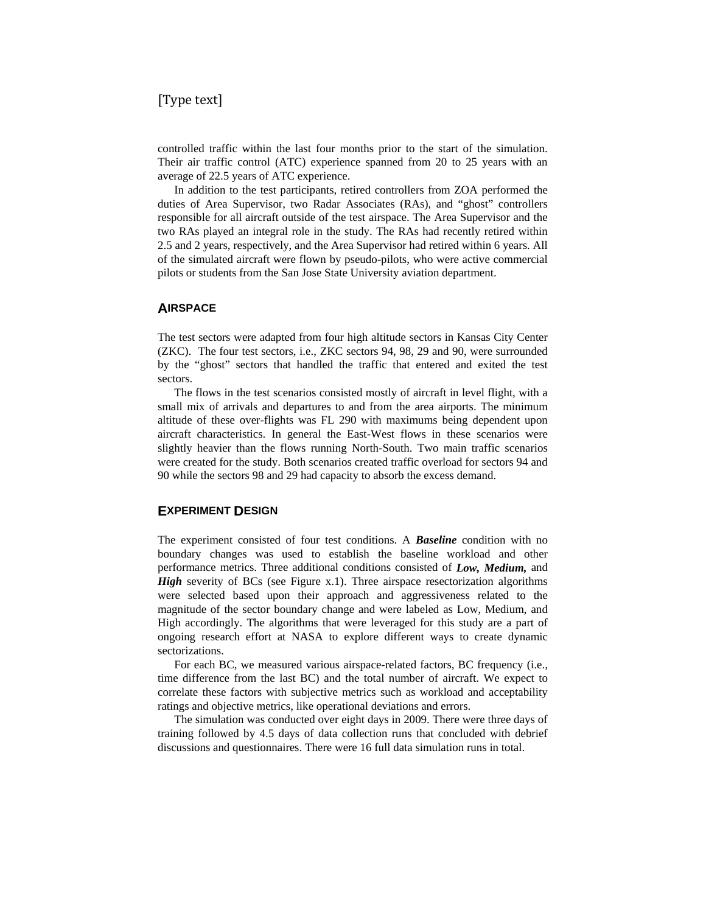controlled traffic within the last four months prior to the start of the simulation. Their air traffic control (ATC) experience spanned from 20 to 25 years with an average of 22.5 years of ATC experience.

In addition to the test participants, retired controllers from ZOA performed the duties of Area Supervisor, two Radar Associates (RAs), and "ghost" controllers responsible for all aircraft outside of the test airspace. The Area Supervisor and the two RAs played an integral role in the study. The RAs had recently retired within 2.5 and 2 years, respectively, and the Area Supervisor had retired within 6 years. All of the simulated aircraft were flown by pseudo-pilots, who were active commercial pilots or students from the San Jose State University aviation department.

## AIRSPACE

The test sectors were adapted from four high altitude sectors in Kansas City Center (ZKC). The four test sectors, i.e., ZKC sectors 94, 98, 29 and 90, were surrounded by the "ghost" sectors that handled the traffic that entered and exited the test sectors.

The flows in the test scenarios consisted mostly of aircraft in level flight, with a small mix of arrivals and departures to and from the area airports. The minimum altitude of these over-flights was FL 290 with maximums being dependent upon aircraft characteristics. In general the East-West flows in these scenarios were slightly heavier than the flows running North-South. Two main traffic scenarios were created for the study. Both scenarios created traffic overload for sectors 94 and 90 while the sectors 98 and 29 had capacity to absorb the excess demand.

## EXPERIMENT DESIGN

The experiment consisted of four test conditions. A ***Baseline*** condition with no boundary changes was used to establish the baseline workload and other performance metrics. Three additional conditions consisted of ***Low, Medium,*** and ***High*** severity of BCs (see Figure x.1). Three airspace resectorization algorithms were selected based upon their approach and aggressiveness related to the magnitude of the sector boundary change and were labeled as Low, Medium, and High accordingly. The algorithms that were leveraged for this study are a part of ongoing research effort at NASA to explore different ways to create dynamic sectorizations.

For each BC, we measured various airspace-related factors, BC frequency (i.e., time difference from the last BC) and the total number of aircraft. We expect to correlate these factors with subjective metrics such as workload and acceptability ratings and objective metrics, like operational deviations and errors.

The simulation was conducted over eight days in 2009. There were three days of training followed by 4.5 days of data collection runs that concluded with debrief discussions and questionnaires. There were 16 full data simulation runs in total.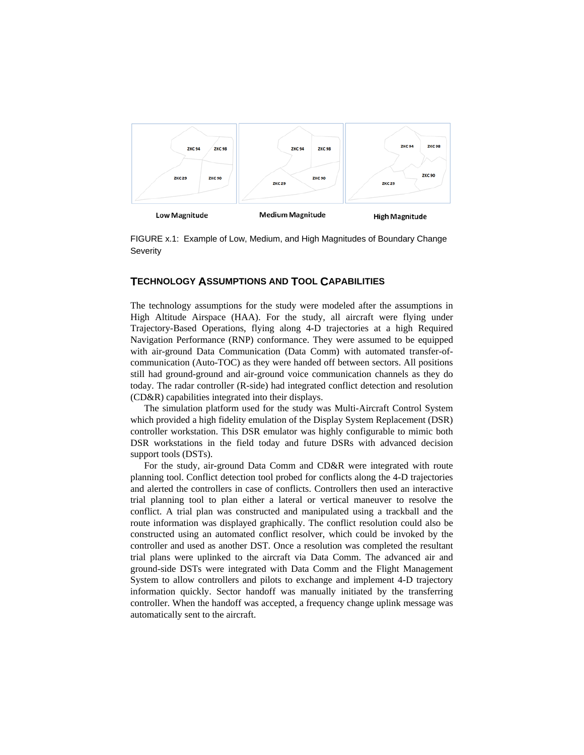FIGURE x.1: Example of Low, Medium, and High Magnitudes of Boundary Change Severity

## TECHNOLOGY ASSUMPTIONS AND TOOL CAPABILITIES

The technology assumptions for the study were modeled after the assumptions in High Altitude Airspace (HAA). For the study, all aircraft were flying under Trajectory-Based Operations, flying along 4-D trajectories at a high Required Navigation Performance (RNP) conformance. They were assumed to be equipped with air-ground Data Communication (Data Comm) with automated transfer-of-communication (Auto-TOC) as they were handed off between sectors. All positions still had ground-ground and air-ground voice communication channels as they do today. The radar controller (R-side) had integrated conflict detection and resolution (CD&R) capabilities integrated into their displays.

The simulation platform used for the study was Multi-Aircraft Control System which provided a high fidelity emulation of the Display System Replacement (DSR) controller workstation. This DSR emulator was highly configurable to mimic both DSR workstations in the field today and future DSRs with advanced decision support tools (DSTs).

For the study, air-ground Data Comm and CD&R were integrated with route planning tool. Conflict detection tool probed for conflicts along the 4-D trajectories and alerted the controllers in case of conflicts. Controllers then used an interactive trial planning tool to plan either a lateral or vertical maneuver to resolve the conflict. A trial plan was constructed and manipulated using a trackball and the route information was displayed graphically. The conflict resolution could also be constructed using an automated conflict resolver, which could be invoked by the controller and used as another DST. Once a resolution was completed the resultant trial plans were uplinked to the aircraft via Data Comm. The advanced air and ground-side DSTs were integrated with Data Comm and the Flight Management System to allow controllers and pilots to exchange and implement 4-D trajectory information quickly. Sector handoff was manually initiated by the transferring controller. When the handoff was accepted, a frequency change uplink message was automatically sent to the aircraft.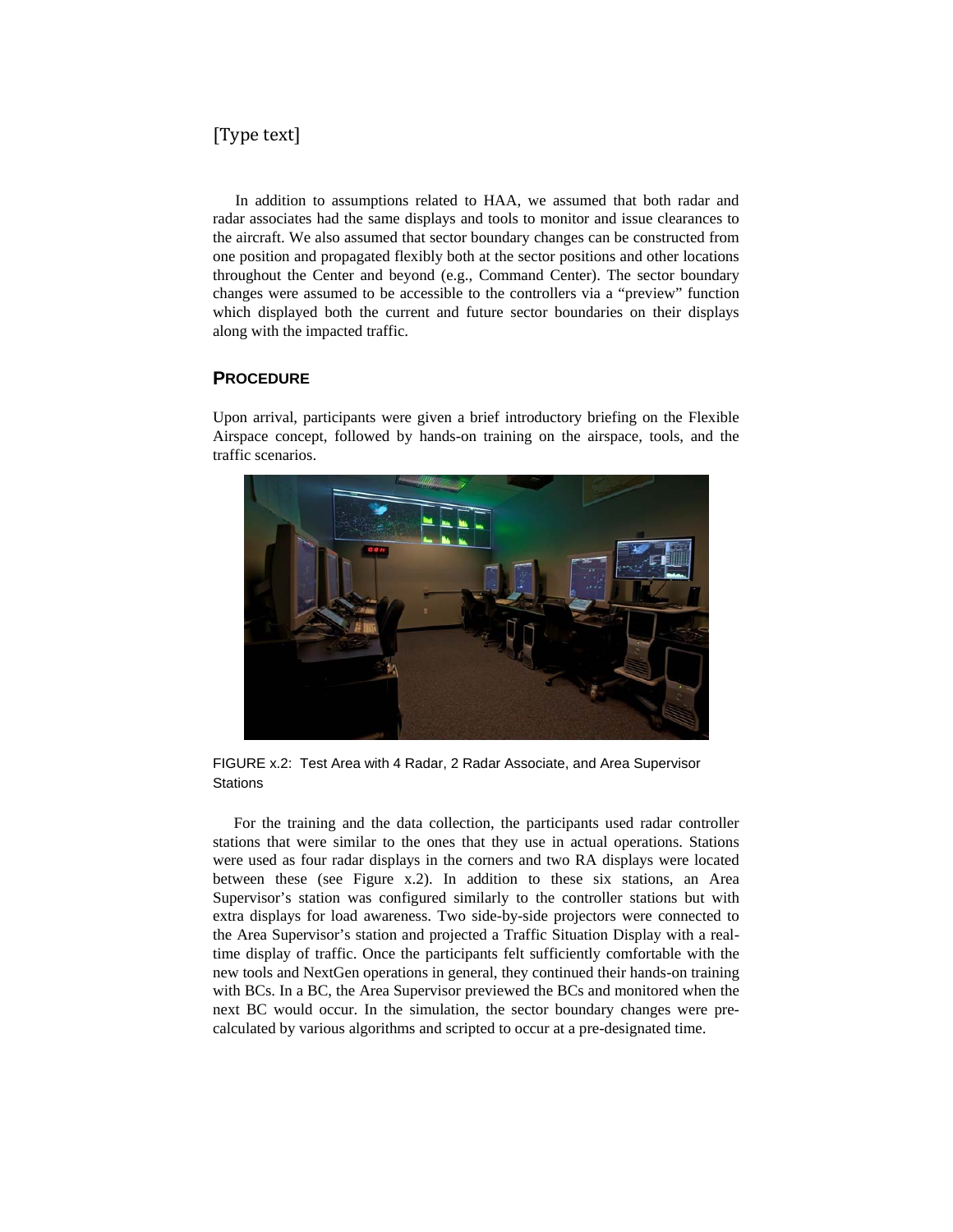[Type text]

In addition to assumptions related to HAA, we assumed that both radar and radar associates had the same displays and tools to monitor and issue clearances to the aircraft. We also assumed that sector boundary changes can be constructed from one position and propagated flexibly both at the sector positions and other locations throughout the Center and beyond (e.g., Command Center). The sector boundary changes were assumed to be accessible to the controllers via a "preview" function which displayed both the current and future sector boundaries on their displays along with the impacted traffic.

## PROCEDURE

Upon arrival, participants were given a brief introductory briefing on the Flexible Airspace concept, followed by hands-on training on the airspace, tools, and the traffic scenarios.

FIGURE x.2: Test Area with 4 Radar, 2 Radar Associate, and Area Supervisor Stations

For the training and the data collection, the participants used radar controller stations that were similar to the ones that they use in actual operations. Stations were used as four radar displays in the corners and two RA displays were located between these (see Figure x.2). In addition to these six stations, an Area Supervisor's station was configured similarly to the controller stations but with extra displays for load awareness. Two side-by-side projectors were connected to the Area Supervisor's station and projected a Traffic Situation Display with a real-time display of traffic. Once the participants felt sufficiently comfortable with the new tools and NextGen operations in general, they continued their hands-on training with BCs. In a BC, the Area Supervisor previewed the BCs and monitored when the next BC would occur. In the simulation, the sector boundary changes were pre-calculated by various algorithms and scripted to occur at a pre-designated time.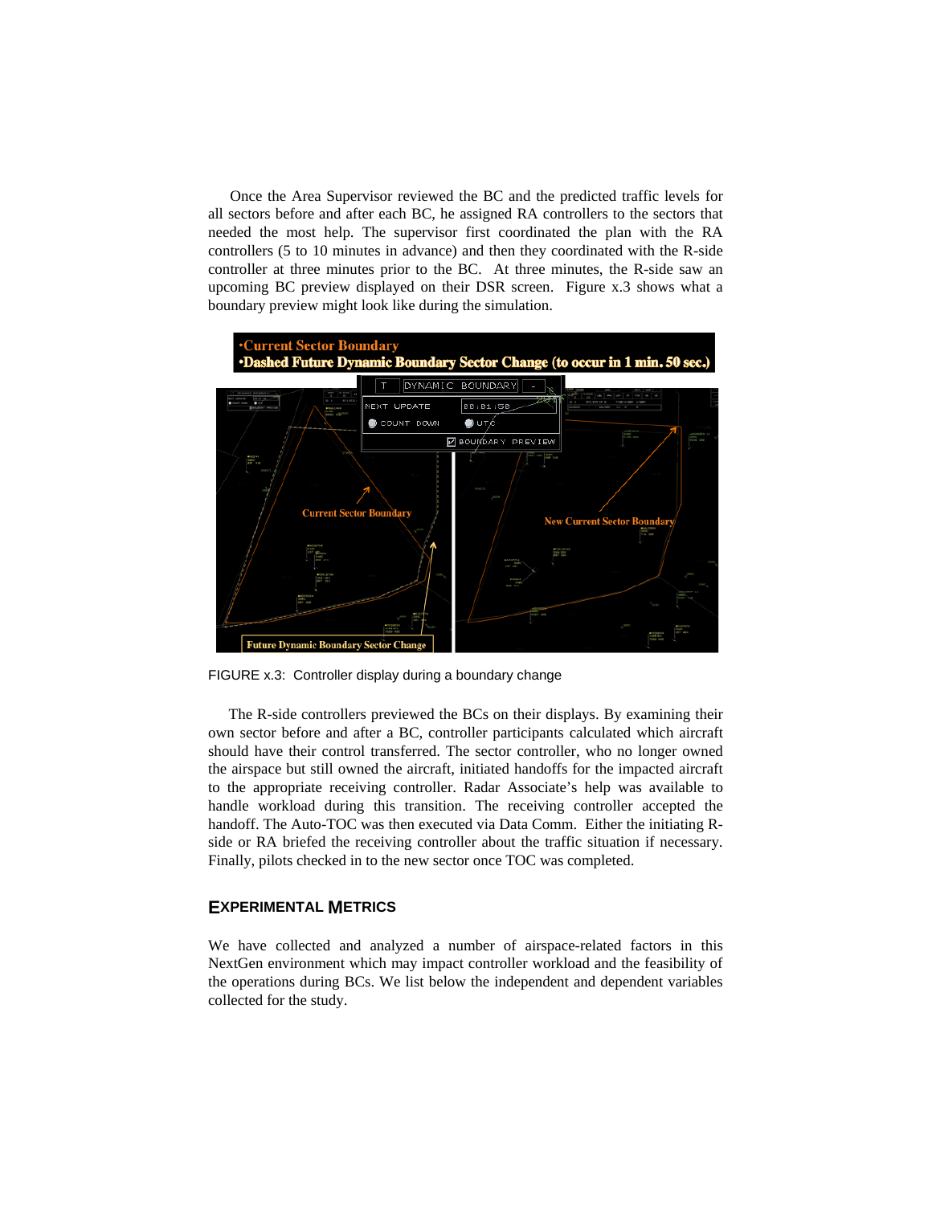Once the Area Supervisor reviewed the BC and the predicted traffic levels for all sectors before and after each BC, he assigned RA controllers to the sectors that needed the most help. The supervisor first coordinated the plan with the RA controllers (5 to 10 minutes in advance) and then they coordinated with the R-side controller at three minutes prior to the BC. At three minutes, the R-side saw an upcoming BC preview displayed on their DSR screen. Figure x.3 shows what a boundary preview might look like during the simulation.

FIGURE x.3: Controller display during a boundary change

The R-side controllers previewed the BCs on their displays. By examining their own sector before and after a BC, controller participants calculated which aircraft should have their control transferred. The sector controller, who no longer owned the airspace but still owned the aircraft, initiated handoffs for the impacted aircraft to the appropriate receiving controller. Radar Associate's help was available to handle workload during this transition. The receiving controller accepted the handoff. The Auto-TOC was then executed via Data Comm. Either the initiating R-side or RA briefed the receiving controller about the traffic situation if necessary. Finally, pilots checked in to the new sector once TOC was completed.

## EXPERIMENTAL METRICS

We have collected and analyzed a number of airspace-related factors in this NextGen environment which may impact controller workload and the feasibility of the operations during BCs. We list below the independent and dependent variables collected for the study.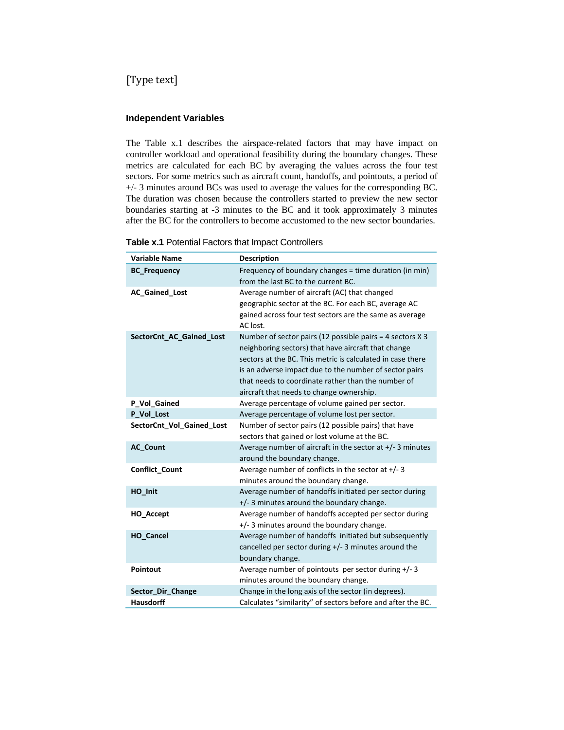[Type text]

### Independent Variables

The Table x.1 describes the airspace-related factors that may have impact on controller workload and operational feasibility during the boundary changes. These metrics are calculated for each BC by averaging the values across the four test sectors. For some metrics such as aircraft count, handoffs, and pointouts, a period of +/- 3 minutes around BCs was used to average the values for the corresponding BC. The duration was chosen because the controllers started to preview the new sector boundaries starting at -3 minutes to the BC and it took approximately 3 minutes after the BC for the controllers to become accustomed to the new sector boundaries.

**Table x.1** Potential Factors that Impact Controllers

| Variable Name | Description |
|---|---|
| **BC_Frequency** | Frequency of boundary changes = time duration (in min) from the last BC to the current BC. |
| **AC_Gained_Lost** | Average number of aircraft (AC) that changed geographic sector at the BC. For each BC, average AC gained across four test sectors are the same as average AC lost. |
| **SectorCnt_AC_Gained_Lost** | Number of sector pairs (12 possible pairs = 4 sectors X 3 neighboring sectors) that have aircraft that change sectors at the BC. This metric is calculated in case there is an adverse impact due to the number of sector pairs that needs to coordinate rather than the number of aircraft that needs to change ownership. |
| **P_Vol_Gained** | Average percentage of volume gained per sector. |
| **P_Vol_Lost** | Average percentage of volume lost per sector. |
| **SectorCnt_Vol_Gained_Lost** | Number of sector pairs (12 possible pairs) that have sectors that gained or lost volume at the BC. |
| **AC_Count** | Average number of aircraft in the sector at +/- 3 minutes around the boundary change. |
| **Conflict_Count** | Average number of conflicts in the sector at +/- 3 minutes around the boundary change. |
| **HO_Init** | Average number of handoffs initiated per sector during +/- 3 minutes around the boundary change. |
| **HO_Accept** | Average number of handoffs accepted per sector during +/- 3 minutes around the boundary change. |
| **HO_Cancel** | Average number of handoffs initiated but subsequently cancelled per sector during +/- 3 minutes around the boundary change. |
| **Pointout** | Average number of pointouts per sector during +/- 3 minutes around the boundary change. |
| **Sector_Dir_Change** | Change in the long axis of the sector (in degrees). |
| **Hausdorff** | Calculates "similarity" of sectors before and after the BC. |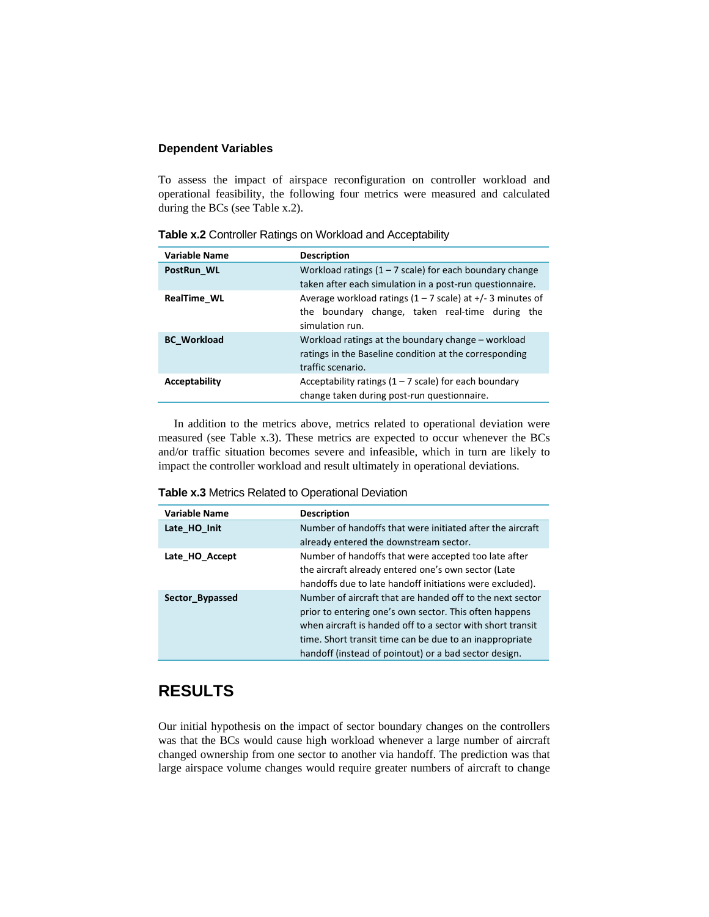### Dependent Variables

To assess the impact of airspace reconfiguration on controller workload and operational feasibility, the following four metrics were measured and calculated during the BCs (see Table x.2).

**Table x.2** Controller Ratings on Workload and Acceptability

| Variable Name | Description |
|---|---|
| **PostRun_WL** | Workload ratings (1 – 7 scale) for each boundary change taken after each simulation in a post-run questionnaire. |
| **RealTime_WL** | Average workload ratings (1 – 7 scale) at +/- 3 minutes of the boundary change, taken real-time during the simulation run. |
| **BC_Workload** | Workload ratings at the boundary change – workload ratings in the Baseline condition at the corresponding traffic scenario. |
| **Acceptability** | Acceptability ratings (1 – 7 scale) for each boundary change taken during post-run questionnaire. |

In addition to the metrics above, metrics related to operational deviation were measured (see Table x.3). These metrics are expected to occur whenever the BCs and/or traffic situation becomes severe and infeasible, which in turn are likely to impact the controller workload and result ultimately in operational deviations.

**Table x.3** Metrics Related to Operational Deviation

| Variable Name | Description |
|---|---|
| **Late_HO_Init** | Number of handoffs that were initiated after the aircraft already entered the downstream sector. |
| **Late_HO_Accept** | Number of handoffs that were accepted too late after the aircraft already entered one's own sector (Late handoffs due to late handoff initiations were excluded). |
| **Sector_Bypassed** | Number of aircraft that are handed off to the next sector prior to entering one's own sector. This often happens when aircraft is handed off to a sector with short transit time. Short transit time can be due to an inappropriate handoff (instead of pointout) or a bad sector design. |

## RESULTS

Our initial hypothesis on the impact of sector boundary changes on the controllers was that the BCs would cause high workload whenever a large number of aircraft changed ownership from one sector to another via handoff. The prediction was that large airspace volume changes would require greater numbers of aircraft to change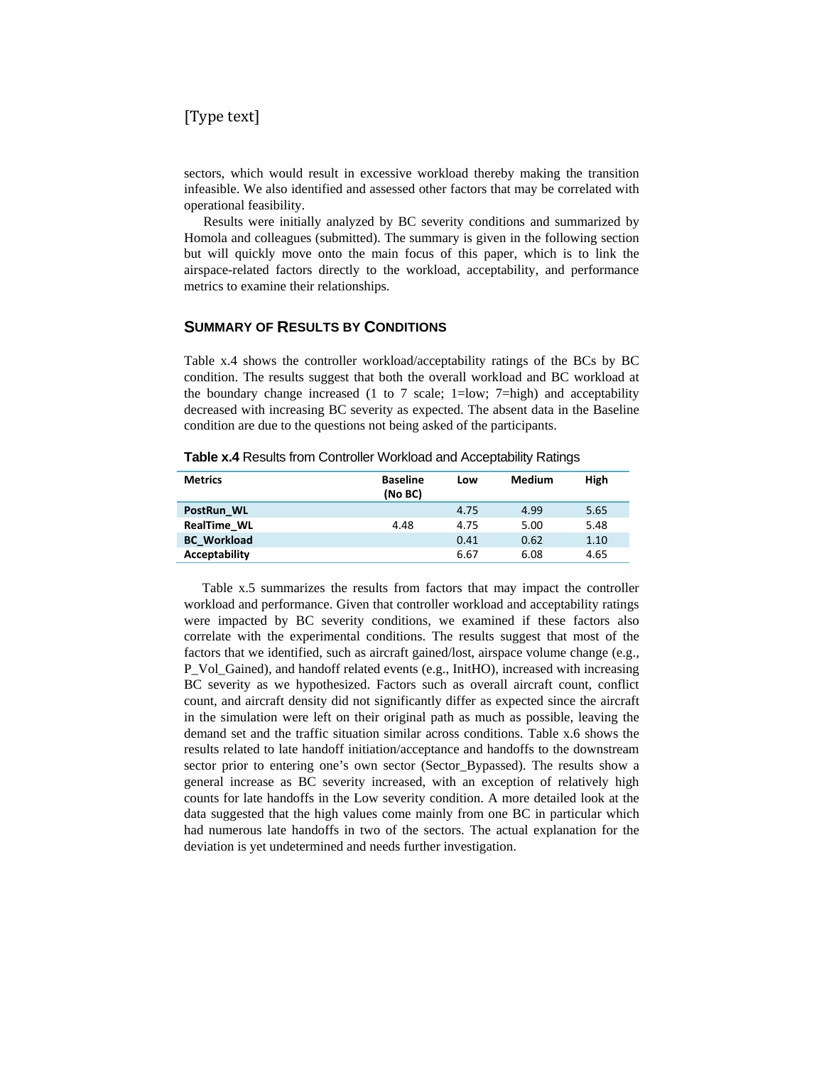sectors, which would result in excessive workload thereby making the transition infeasible. We also identified and assessed other factors that may be correlated with operational feasibility.

Results were initially analyzed by BC severity conditions and summarized by Homola and colleagues (submitted). The summary is given in the following section but will quickly move onto the main focus of this paper, which is to link the airspace-related factors directly to the workload, acceptability, and performance metrics to examine their relationships.

## SUMMARY OF RESULTS BY CONDITIONS

Table x.4 shows the controller workload/acceptability ratings of the BCs by BC condition. The results suggest that both the overall workload and BC workload at the boundary change increased (1 to 7 scale; 1=low; 7=high) and acceptability decreased with increasing BC severity as expected. The absent data in the Baseline condition are due to the questions not being asked of the participants.

**Table x.4** Results from Controller Workload and Acceptability Ratings

| Metrics | Baseline (No BC) | Low | Medium | High |
|---|---|---|---|---|
| PostRun_WL | | 4.75 | 4.99 | 5.65 |
| RealTime_WL | 4.48 | 4.75 | 5.00 | 5.48 |
| BC_Workload | | 0.41 | 0.62 | 1.10 |
| Acceptability | | 6.67 | 6.08 | 4.65 |

Table x.5 summarizes the results from factors that may impact the controller workload and performance. Given that controller workload and acceptability ratings were impacted by BC severity conditions, we examined if these factors also correlate with the experimental conditions. The results suggest that most of the factors that we identified, such as aircraft gained/lost, airspace volume change (e.g., P_Vol_Gained), and handoff related events (e.g., InitHO), increased with increasing BC severity as we hypothesized. Factors such as overall aircraft count, conflict count, and aircraft density did not significantly differ as expected since the aircraft in the simulation were left on their original path as much as possible, leaving the demand set and the traffic situation similar across conditions. Table x.6 shows the results related to late handoff initiation/acceptance and handoffs to the downstream sector prior to entering one's own sector (Sector_Bypassed). The results show a general increase as BC severity increased, with an exception of relatively high counts for late handoffs in the Low severity condition. A more detailed look at the data suggested that the high values come mainly from one BC in particular which had numerous late handoffs in two of the sectors. The actual explanation for the deviation is yet undetermined and needs further investigation.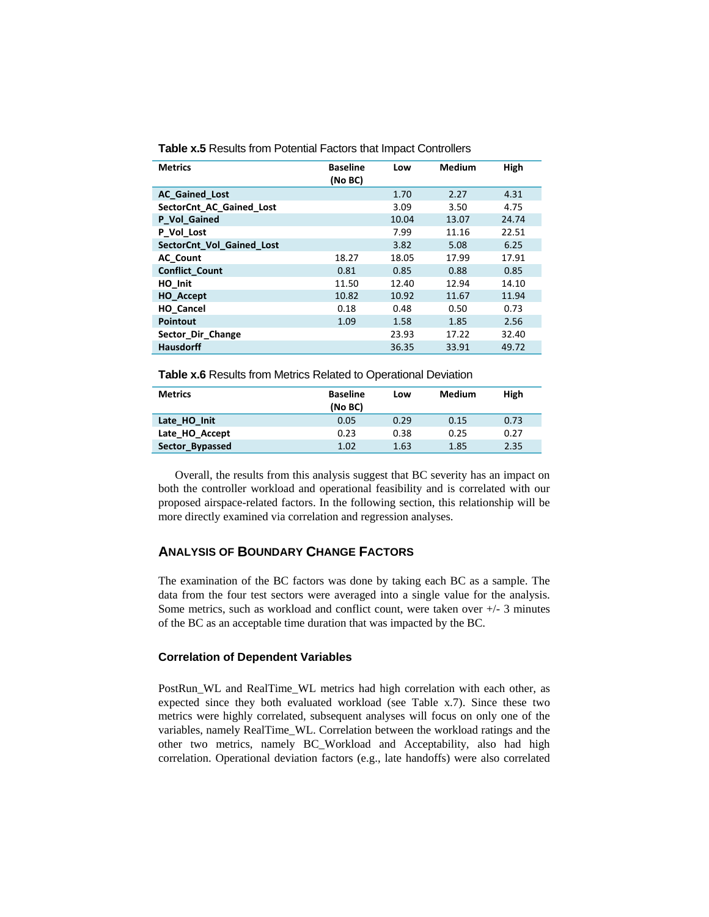**Table x.5** Results from Potential Factors that Impact Controllers

| Metrics | Baseline (No BC) | Low | Medium | High |
|---|---|---|---|---|
| AC_Gained_Lost | | 1.70 | 2.27 | 4.31 |
| SectorCnt_AC_Gained_Lost | | 3.09 | 3.50 | 4.75 |
| P_Vol_Gained | | 10.04 | 13.07 | 24.74 |
| P_Vol_Lost | | 7.99 | 11.16 | 22.51 |
| SectorCnt_Vol_Gained_Lost | | 3.82 | 5.08 | 6.25 |
| AC_Count | 18.27 | 18.05 | 17.99 | 17.91 |
| Conflict_Count | 0.81 | 0.85 | 0.88 | 0.85 |
| HO_Init | 11.50 | 12.40 | 12.94 | 14.10 |
| HO_Accept | 10.82 | 10.92 | 11.67 | 11.94 |
| HO_Cancel | 0.18 | 0.48 | 0.50 | 0.73 |
| Pointout | 1.09 | 1.58 | 1.85 | 2.56 |
| Sector_Dir_Change | | 23.93 | 17.22 | 32.40 |
| Hausdorff | | 36.35 | 33.91 | 49.72 |

**Table x.6** Results from Metrics Related to Operational Deviation

| Metrics | Baseline (No BC) | Low | Medium | High |
|---|---|---|---|---|
| Late_HO_Init | 0.05 | 0.29 | 0.15 | 0.73 |
| Late_HO_Accept | 0.23 | 0.38 | 0.25 | 0.27 |
| Sector_Bypassed | 1.02 | 1.63 | 1.85 | 2.35 |

Overall, the results from this analysis suggest that BC severity has an impact on both the controller workload and operational feasibility and is correlated with our proposed airspace-related factors. In the following section, this relationship will be more directly examined via correlation and regression analyses.

## ANALYSIS OF BOUNDARY CHANGE FACTORS

The examination of the BC factors was done by taking each BC as a sample. The data from the four test sectors were averaged into a single value for the analysis. Some metrics, such as workload and conflict count, were taken over +/- 3 minutes of the BC as an acceptable time duration that was impacted by the BC.

### Correlation of Dependent Variables

PostRun_WL and RealTime_WL metrics had high correlation with each other, as expected since they both evaluated workload (see Table x.7). Since these two metrics were highly correlated, subsequent analyses will focus on only one of the variables, namely RealTime_WL. Correlation between the workload ratings and the other two metrics, namely BC_Workload and Acceptability, also had high correlation. Operational deviation factors (e.g., late handoffs) were also correlated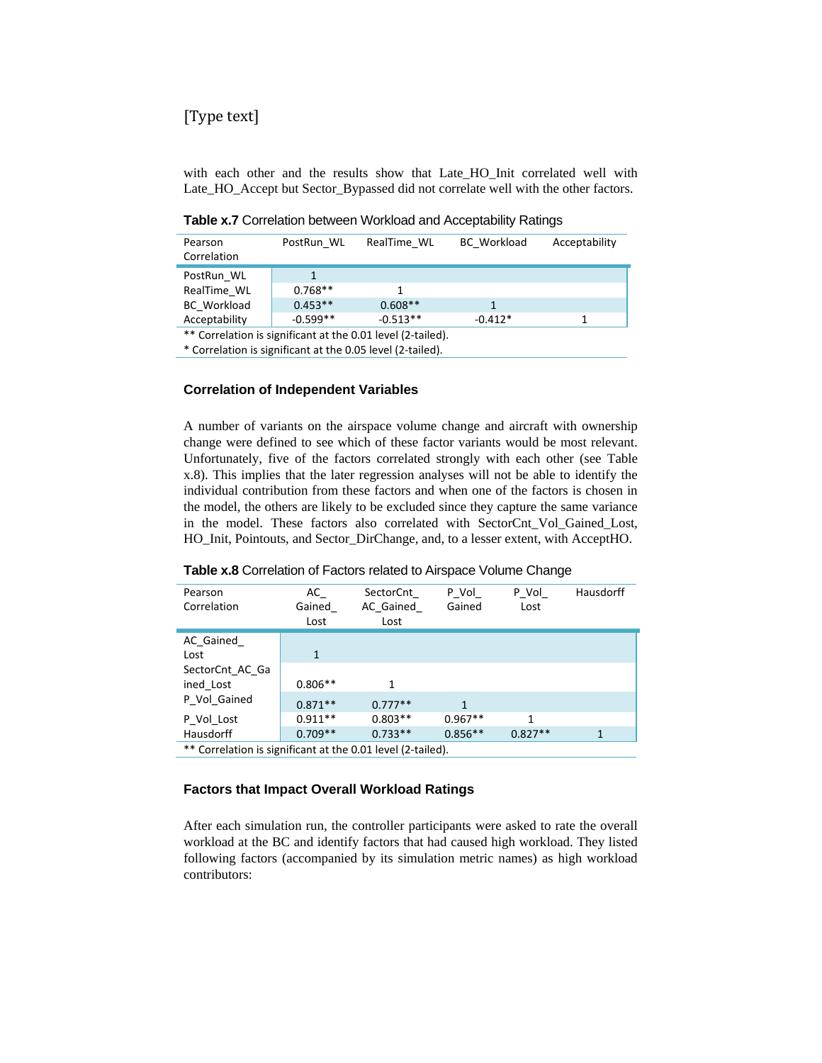with each other and the results show that Late_HO_Init correlated well with Late_HO_Accept but Sector_Bypassed did not correlate well with the other factors.

**Table x.7** Correlation between Workload and Acceptability Ratings

| Pearson Correlation | PostRun_WL | RealTime_WL | BC_Workload | Acceptability |
|---|---|---|---|---|
| PostRun_WL | 1 | | | |
| RealTime_WL | 0.768** | 1 | | |
| BC_Workload | 0.453** | 0.608** | 1 | |
| Acceptability | -0.599** | -0.513** | -0.412* | 1 |

** Correlation is significant at the 0.01 level (2-tailed).
* Correlation is significant at the 0.05 level (2-tailed).

### Correlation of Independent Variables

A number of variants on the airspace volume change and aircraft with ownership change were defined to see which of these factor variants would be most relevant. Unfortunately, five of the factors correlated strongly with each other (see Table x.8). This implies that the later regression analyses will not be able to identify the individual contribution from these factors and when one of the factors is chosen in the model, the others are likely to be excluded since they capture the same variance in the model. These factors also correlated with SectorCnt_Vol_Gained_Lost, HO_Init, Pointouts, and Sector_DirChange, and, to a lesser extent, with AcceptHO.

**Table x.8** Correlation of Factors related to Airspace Volume Change

| Pearson Correlation | AC_Gained_Lost | SectorCnt_AC_Gained_Lost | P_Vol_Gained | P_Vol_Lost | Hausdorff |
|---|---|---|---|---|---|
| AC_Gained_Lost | 1 | | | | |
| SectorCnt_AC_Gained_Lost | 0.806** | 1 | | | |
| P_Vol_Gained | 0.871** | 0.777** | 1 | | |
| P_Vol_Lost | 0.911** | 0.803** | 0.967** | 1 | |
| Hausdorff | 0.709** | 0.733** | 0.856** | 0.827** | 1 |

** Correlation is significant at the 0.01 level (2-tailed).

### Factors that Impact Overall Workload Ratings

After each simulation run, the controller participants were asked to rate the overall workload at the BC and identify factors that had caused high workload. They listed following factors (accompanied by its simulation metric names) as high workload contributors: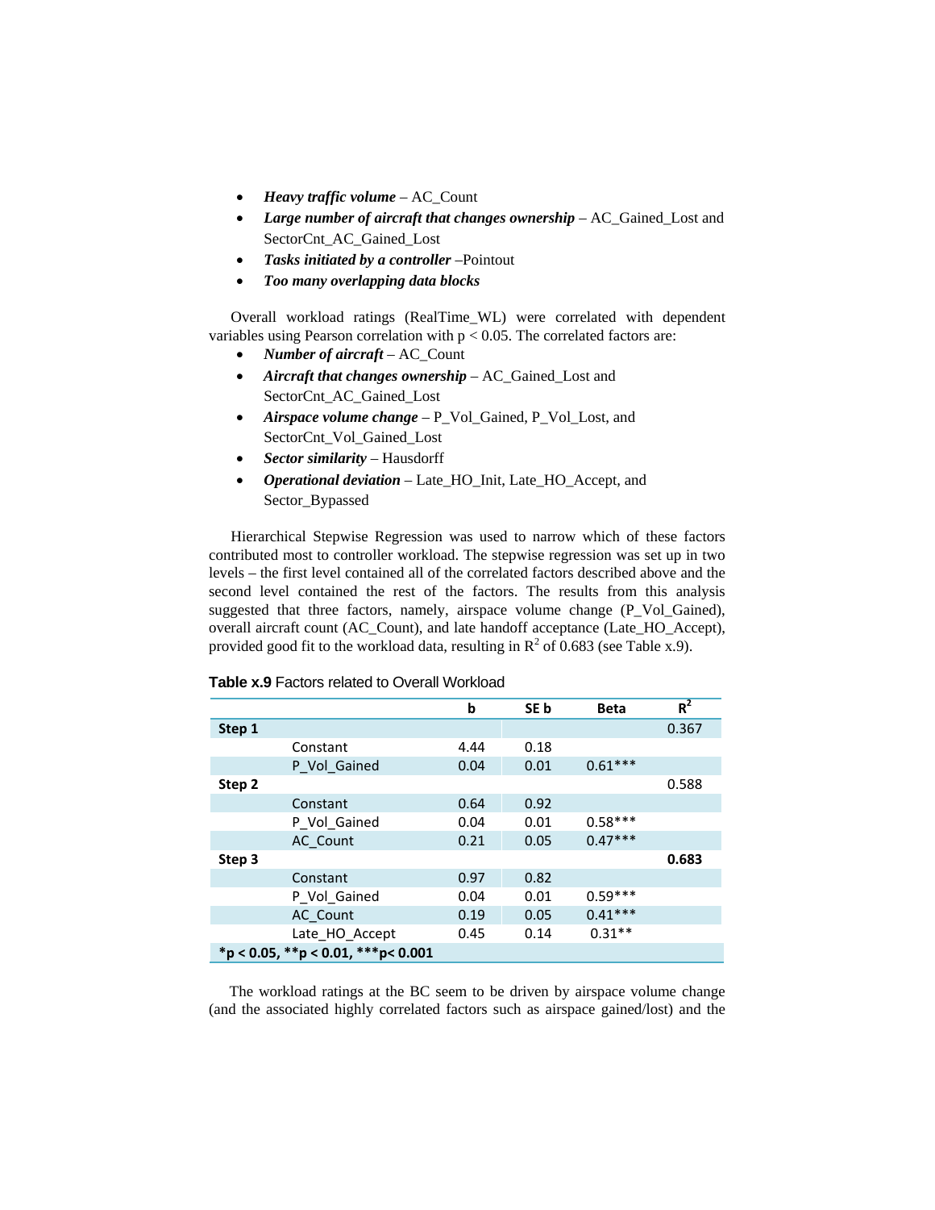- ***Heavy traffic volume*** – AC_Count
- ***Large number of aircraft that changes ownership*** – AC_Gained_Lost and SectorCnt_AC_Gained_Lost
- ***Tasks initiated by a controller*** –Pointout
- ***Too many overlapping data blocks***

Overall workload ratings (RealTime_WL) were correlated with dependent variables using Pearson correlation with $p < 0.05$. The correlated factors are:

- ***Number of aircraft*** – AC_Count
- ***Aircraft that changes ownership*** – AC_Gained_Lost and SectorCnt_AC_Gained_Lost
- ***Airspace volume change*** – P_Vol_Gained, P_Vol_Lost, and SectorCnt_Vol_Gained_Lost
- ***Sector similarity*** – Hausdorff
- ***Operational deviation*** – Late_HO_Init, Late_HO_Accept, and Sector_Bypassed

Hierarchical Stepwise Regression was used to narrow which of these factors contributed most to controller workload. The stepwise regression was set up in two levels – the first level contained all of the correlated factors described above and the second level contained the rest of the factors. The results from this analysis suggested that three factors, namely, airspace volume change (P_Vol_Gained), overall aircraft count (AC_Count), and late handoff acceptance (Late_HO_Accept), provided good fit to the workload data, resulting in $R^2$ of 0.683 (see Table x.9).

**Table x.9** Factors related to Overall Workload

| | | b | SE b | Beta | $R^2$ |
|---|---|---|---|---|---|
| **Step 1** | | | | | 0.367 |
| | Constant | 4.44 | 0.18 | | |
| | P_Vol_Gained | 0.04 | 0.01 | 0.61*** | |
| **Step 2** | | | | | 0.588 |
| | Constant | 0.64 | 0.92 | | |
| | P_Vol_Gained | 0.04 | 0.01 | 0.58*** | |
| | AC_Count | 0.21 | 0.05 | 0.47*** | |
| **Step 3** | | | | | **0.683** |
| | Constant | 0.97 | 0.82 | | |
| | P_Vol_Gained | 0.04 | 0.01 | 0.59*** | |
| | AC_Count | 0.19 | 0.05 | 0.41*** | |
| | Late_HO_Accept | 0.45 | 0.14 | 0.31** | |
| ***p < 0.05, **p < 0.01, ***p< 0.001** | | | | | |

The workload ratings at the BC seem to be driven by airspace volume change (and the associated highly correlated factors such as airspace gained/lost) and the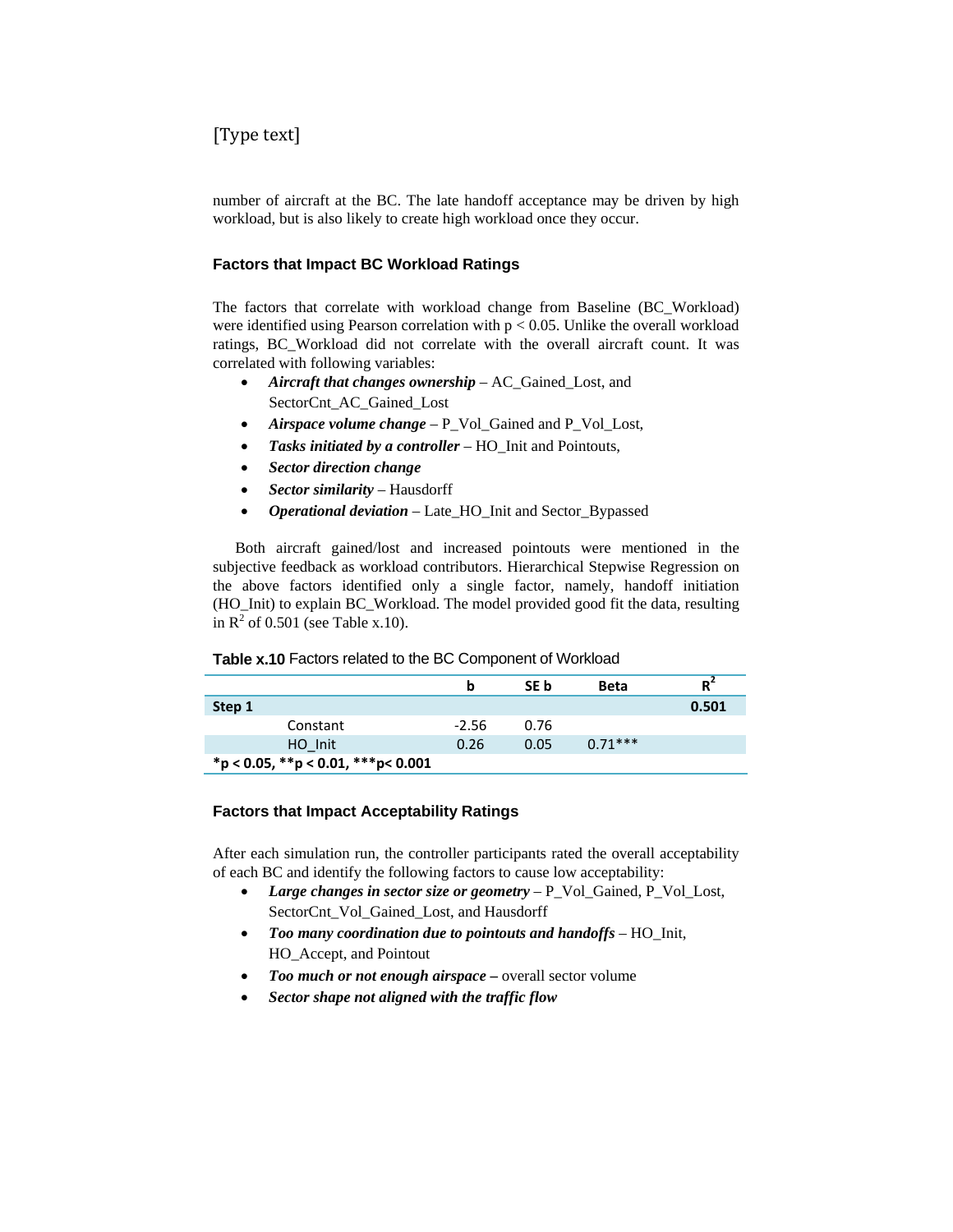number of aircraft at the BC. The late handoff acceptance may be driven by high workload, but is also likely to create high workload once they occur.

### Factors that Impact BC Workload Ratings

The factors that correlate with workload change from Baseline (BC_Workload) were identified using Pearson correlation with $p < 0.05$. Unlike the overall workload ratings, BC_Workload did not correlate with the overall aircraft count. It was correlated with following variables:

- ***Aircraft that changes ownership*** – AC_Gained_Lost, and SectorCnt_AC_Gained_Lost
- ***Airspace volume change*** – P_Vol_Gained and P_Vol_Lost,
- ***Tasks initiated by a controller*** – HO_Init and Pointouts,
- ***Sector direction change***
- ***Sector similarity*** – Hausdorff
- ***Operational deviation*** – Late_HO_Init and Sector_Bypassed

Both aircraft gained/lost and increased pointouts were mentioned in the subjective feedback as workload contributors. Hierarchical Stepwise Regression on the above factors identified only a single factor, namely, handoff initiation (HO_Init) to explain BC_Workload. The model provided good fit the data, resulting in $R^2$ of 0.501 (see Table x.10).

**Table x.10** Factors related to the BC Component of Workload

| | b | SE b | Beta | $R^2$ |
|---|---|---|---|---|
| **Step 1** | | | | **0.501** |
| Constant | -2.56 | 0.76 | | |
| HO_Init | 0.26 | 0.05 | 0.71*** | |
| ***p < 0.05, **p < 0.01, ***p< 0.001** | | | | |

### Factors that Impact Acceptability Ratings

After each simulation run, the controller participants rated the overall acceptability of each BC and identify the following factors to cause low acceptability:

- ***Large changes in sector size or geometry*** – P_Vol_Gained, P_Vol_Lost, SectorCnt_Vol_Gained_Lost, and Hausdorff
- ***Too many coordination due to pointouts and handoffs*** – HO_Init, HO_Accept, and Pointout
- ***Too much or not enough airspace –*** overall sector volume
- ***Sector shape not aligned with the traffic flow***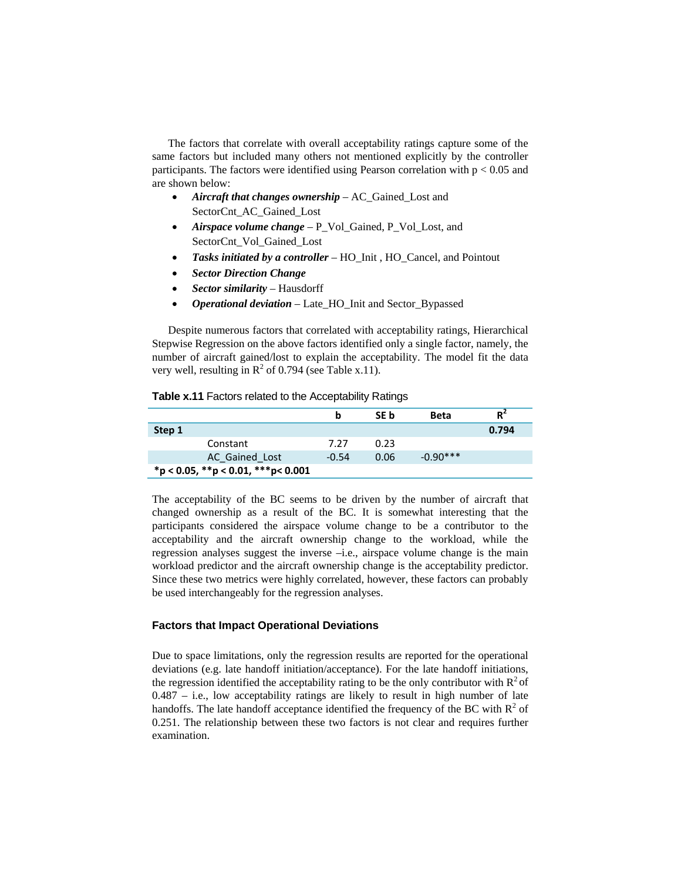The factors that correlate with overall acceptability ratings capture some of the same factors but included many others not mentioned explicitly by the controller participants. The factors were identified using Pearson correlation with $p < 0.05$ and are shown below:

- ***Aircraft that changes ownership*** – AC_Gained_Lost and SectorCnt_AC_Gained_Lost
- ***Airspace volume change*** – P_Vol_Gained, P_Vol_Lost, and SectorCnt_Vol_Gained_Lost
- ***Tasks initiated by a controller*** – HO_Init , HO_Cancel, and Pointout
- ***Sector Direction Change***
- ***Sector similarity*** – Hausdorff
- ***Operational deviation*** – Late_HO_Init and Sector_Bypassed

Despite numerous factors that correlated with acceptability ratings, Hierarchical Stepwise Regression on the above factors identified only a single factor, namely, the number of aircraft gained/lost to explain the acceptability. The model fit the data very well, resulting in $R^2$ of 0.794 (see Table x.11).

**Table x.11** Factors related to the Acceptability Ratings

| | b | SE b | Beta | $R^2$ |
|---|---|---|---|---|
| **Step 1** | | | | **0.794** |
| Constant | 7.27 | 0.23 | | |
| AC_Gained_Lost | -0.54 | 0.06 | -0.90*** | |
| ***p < 0.05, **p < 0.01, ***p< 0.001** | | | | |

The acceptability of the BC seems to be driven by the number of aircraft that changed ownership as a result of the BC. It is somewhat interesting that the participants considered the airspace volume change to be a contributor to the acceptability and the aircraft ownership change to the workload, while the regression analyses suggest the inverse –i.e., airspace volume change is the main workload predictor and the aircraft ownership change is the acceptability predictor. Since these two metrics were highly correlated, however, these factors can probably be used interchangeably for the regression analyses.

### Factors that Impact Operational Deviations

Due to space limitations, only the regression results are reported for the operational deviations (e.g. late handoff initiation/acceptance). For the late handoff initiations, the regression identified the acceptability rating to be the only contributor with $R^2$ of 0.487 – i.e., low acceptability ratings are likely to result in high number of late handoffs. The late handoff acceptance identified the frequency of the BC with $R^2$ of 0.251. The relationship between these two factors is not clear and requires further examination.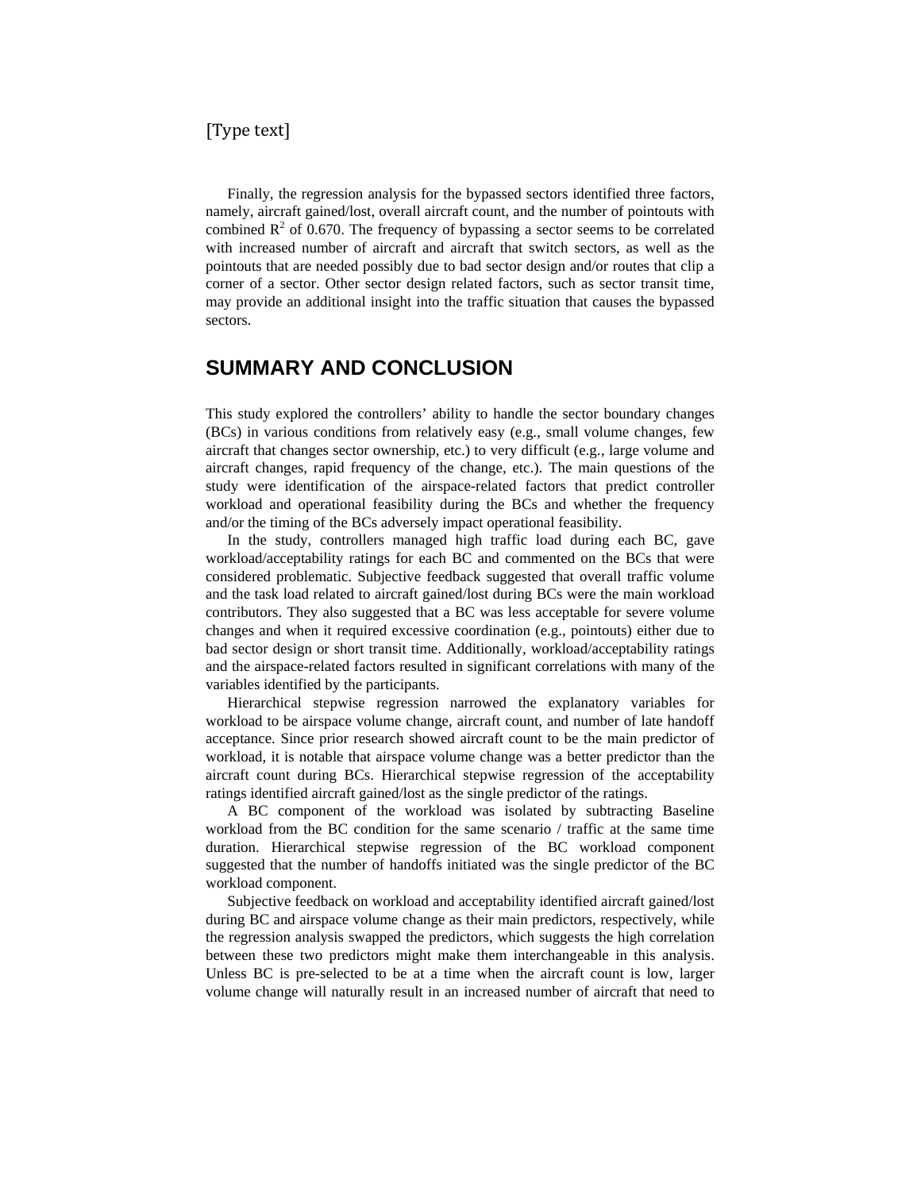Finally, the regression analysis for the bypassed sectors identified three factors, namely, aircraft gained/lost, overall aircraft count, and the number of pointouts with combined $R^2$ of 0.670. The frequency of bypassing a sector seems to be correlated with increased number of aircraft and aircraft that switch sectors, as well as the pointouts that are needed possibly due to bad sector design and/or routes that clip a corner of a sector. Other sector design related factors, such as sector transit time, may provide an additional insight into the traffic situation that causes the bypassed sectors.

## SUMMARY AND CONCLUSION

This study explored the controllers' ability to handle the sector boundary changes (BCs) in various conditions from relatively easy (e.g., small volume changes, few aircraft that changes sector ownership, etc.) to very difficult (e.g., large volume and aircraft changes, rapid frequency of the change, etc.). The main questions of the study were identification of the airspace-related factors that predict controller workload and operational feasibility during the BCs and whether the frequency and/or the timing of the BCs adversely impact operational feasibility.

In the study, controllers managed high traffic load during each BC, gave workload/acceptability ratings for each BC and commented on the BCs that were considered problematic. Subjective feedback suggested that overall traffic volume and the task load related to aircraft gained/lost during BCs were the main workload contributors. They also suggested that a BC was less acceptable for severe volume changes and when it required excessive coordination (e.g., pointouts) either due to bad sector design or short transit time. Additionally, workload/acceptability ratings and the airspace-related factors resulted in significant correlations with many of the variables identified by the participants.

Hierarchical stepwise regression narrowed the explanatory variables for workload to be airspace volume change, aircraft count, and number of late handoff acceptance. Since prior research showed aircraft count to be the main predictor of workload, it is notable that airspace volume change was a better predictor than the aircraft count during BCs. Hierarchical stepwise regression of the acceptability ratings identified aircraft gained/lost as the single predictor of the ratings.

A BC component of the workload was isolated by subtracting Baseline workload from the BC condition for the same scenario / traffic at the same time duration. Hierarchical stepwise regression of the BC workload component suggested that the number of handoffs initiated was the single predictor of the BC workload component.

Subjective feedback on workload and acceptability identified aircraft gained/lost during BC and airspace volume change as their main predictors, respectively, while the regression analysis swapped the predictors, which suggests the high correlation between these two predictors might make them interchangeable in this analysis. Unless BC is pre-selected to be at a time when the aircraft count is low, larger volume change will naturally result in an increased number of aircraft that need to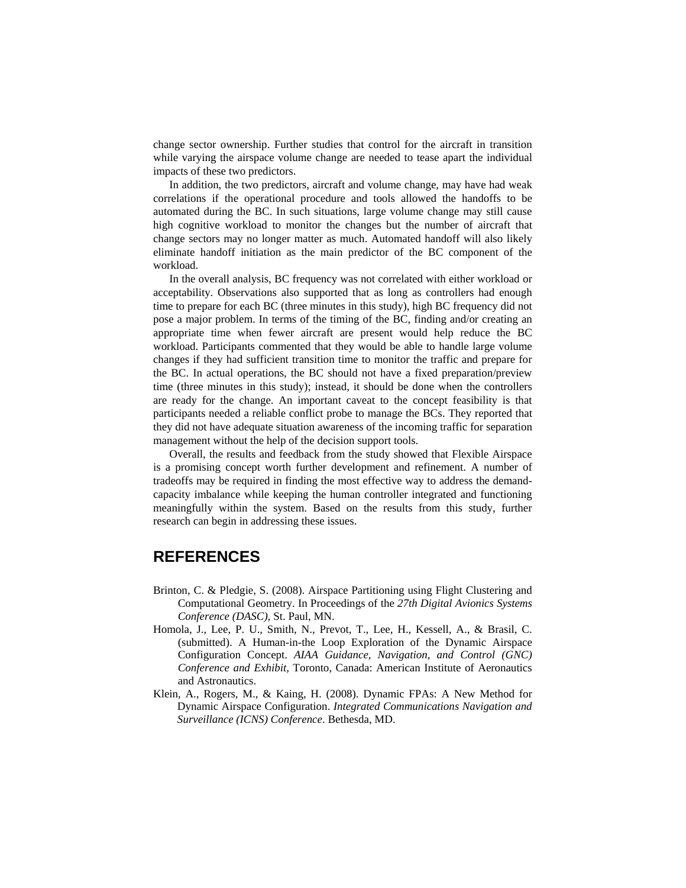change sector ownership. Further studies that control for the aircraft in transition while varying the airspace volume change are needed to tease apart the individual impacts of these two predictors.

In addition, the two predictors, aircraft and volume change, may have had weak correlations if the operational procedure and tools allowed the handoffs to be automated during the BC. In such situations, large volume change may still cause high cognitive workload to monitor the changes but the number of aircraft that change sectors may no longer matter as much. Automated handoff will also likely eliminate handoff initiation as the main predictor of the BC component of the workload.

In the overall analysis, BC frequency was not correlated with either workload or acceptability. Observations also supported that as long as controllers had enough time to prepare for each BC (three minutes in this study), high BC frequency did not pose a major problem. In terms of the timing of the BC, finding and/or creating an appropriate time when fewer aircraft are present would help reduce the BC workload. Participants commented that they would be able to handle large volume changes if they had sufficient transition time to monitor the traffic and prepare for the BC. In actual operations, the BC should not have a fixed preparation/preview time (three minutes in this study); instead, it should be done when the controllers are ready for the change. An important caveat to the concept feasibility is that participants needed a reliable conflict probe to manage the BCs. They reported that they did not have adequate situation awareness of the incoming traffic for separation management without the help of the decision support tools.

Overall, the results and feedback from the study showed that Flexible Airspace is a promising concept worth further development and refinement. A number of tradeoffs may be required in finding the most effective way to address the demand-capacity imbalance while keeping the human controller integrated and functioning meaningfully within the system. Based on the results from this study, further research can begin in addressing these issues.

## REFERENCES

Brinton, C. & Pledgie, S. (2008). Airspace Partitioning using Flight Clustering and Computational Geometry. In Proceedings of the *27th Digital Avionics Systems Conference (DASC)*, St. Paul, MN.

Homola, J., Lee, P. U., Smith, N., Prevot, T., Lee, H., Kessell, A., & Brasil, C. (submitted). A Human-in-the Loop Exploration of the Dynamic Airspace Configuration Concept. *AIAA Guidance, Navigation, and Control (GNC) Conference and Exhibit*, Toronto, Canada: American Institute of Aeronautics and Astronautics.

Klein, A., Rogers, M., & Kaing, H. (2008). Dynamic FPAs: A New Method for Dynamic Airspace Configuration. *Integrated Communications Navigation and Surveillance (ICNS) Conference*. Bethesda, MD.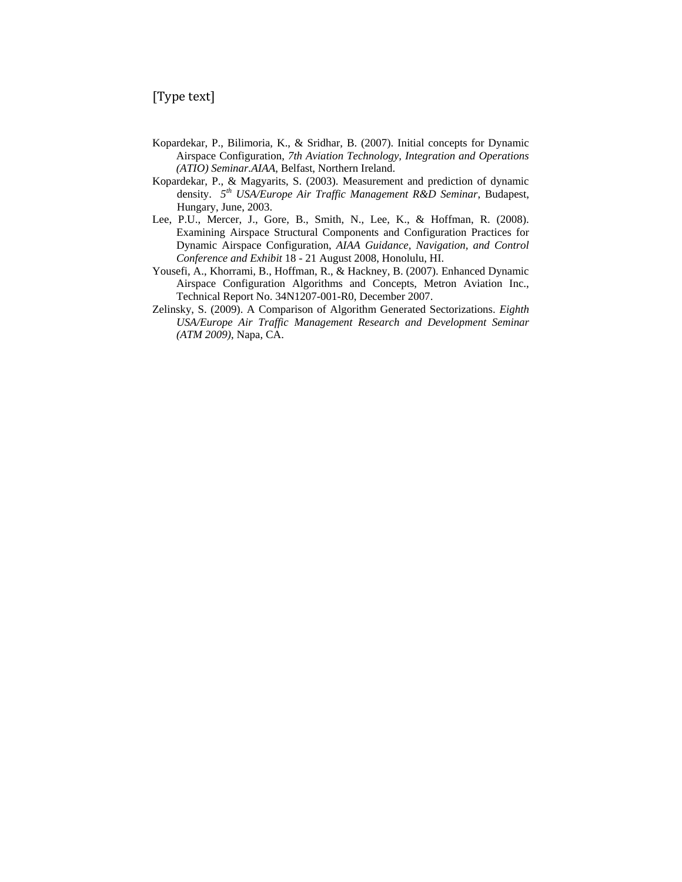Kopardekar, P., Bilimoria, K., & Sridhar, B. (2007). Initial concepts for Dynamic Airspace Configuration, *7th Aviation Technology, Integration and Operations (ATIO) Seminar.AIAA*, Belfast, Northern Ireland.

Kopardekar, P., & Magyarits, S. (2003). Measurement and prediction of dynamic density. *5th USA/Europe Air Traffic Management R&D Seminar*, Budapest, Hungary, June, 2003.

Lee, P.U., Mercer, J., Gore, B., Smith, N., Lee, K., & Hoffman, R. (2008). Examining Airspace Structural Components and Configuration Practices for Dynamic Airspace Configuration, *AIAA Guidance, Navigation, and Control Conference and Exhibit* 18 - 21 August 2008, Honolulu, HI.

Yousefi, A., Khorrami, B., Hoffman, R., & Hackney, B. (2007). Enhanced Dynamic Airspace Configuration Algorithms and Concepts, Metron Aviation Inc., Technical Report No. 34N1207-001-R0, December 2007.

Zelinsky, S. (2009). A Comparison of Algorithm Generated Sectorizations. *Eighth USA/Europe Air Traffic Management Research and Development Seminar (ATM 2009)*, Napa, CA.